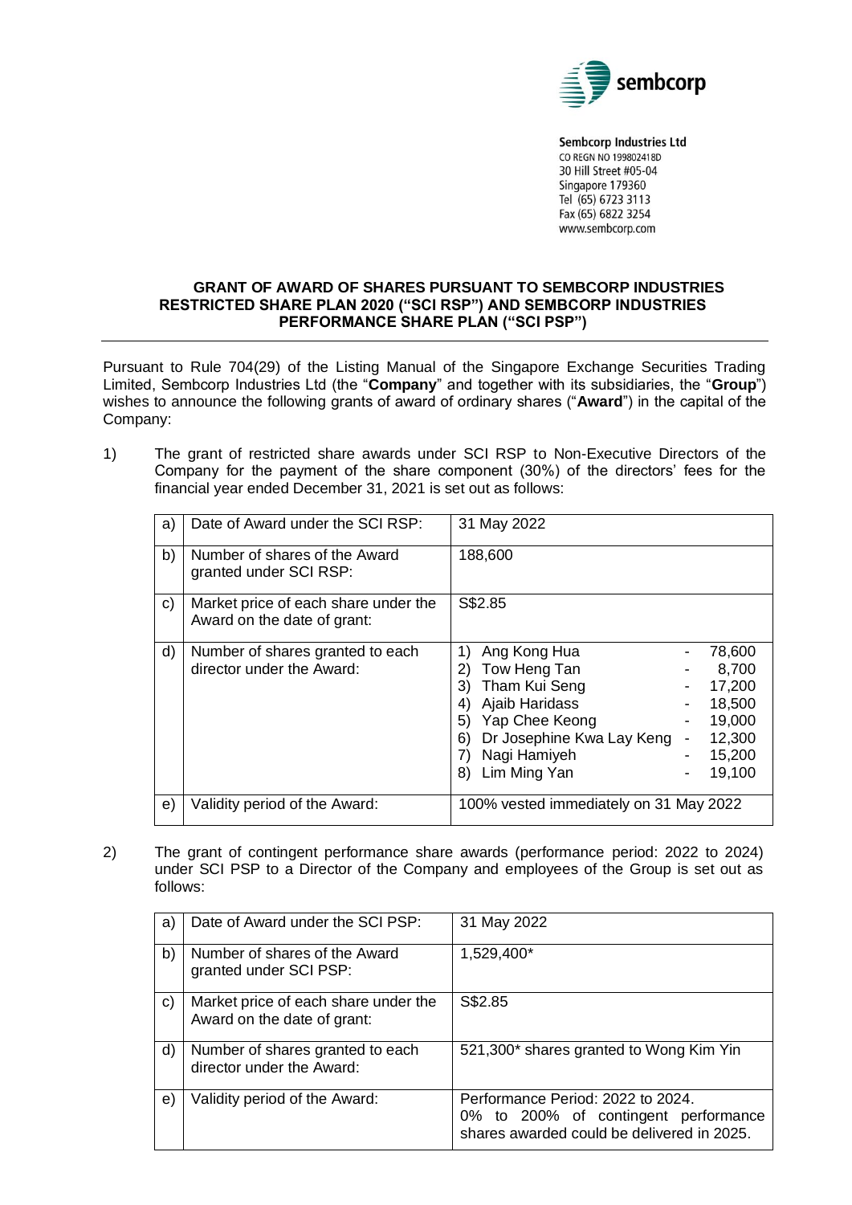**Sembcorp Industries Ltd**
CO REGN NO 199802418D
30 Hill Street #05-04
Singapore 179360
Tel (65) 6723 3113
Fax (65) 6822 3254
www.sembcorp.com

## GRANT OF AWARD OF SHARES PURSUANT TO SEMBCORP INDUSTRIES RESTRICTED SHARE PLAN 2020 ("SCI RSP") AND SEMBCORP INDUSTRIES PERFORMANCE SHARE PLAN ("SCI PSP")

Pursuant to Rule 704(29) of the Listing Manual of the Singapore Exchange Securities Trading Limited, Sembcorp Industries Ltd (the "**Company**" and together with its subsidiaries, the "**Group**") wishes to announce the following grants of award of ordinary shares ("**Award**") in the capital of the Company:

1) The grant of restricted share awards under SCI RSP to Non-Executive Directors of the Company for the payment of the share component (30%) of the directors' fees for the financial year ended December 31, 2021 is set out as follows:

| | | |
|---|---|---|
| a) | Date of Award under the SCI RSP: | 31 May 2022 |
| b) | Number of shares of the Award granted under SCI RSP: | 188,600 |
| c) | Market price of each share under the Award on the date of grant: | S$2.85 |
| d) | Number of shares granted to each director under the Award: | 1) Ang Kong Hua - 78,600<br>2) Tow Heng Tan - 8,700<br>3) Tham Kui Seng - 17,200<br>4) Ajaib Haridass - 18,500<br>5) Yap Chee Keong - 19,000<br>6) Dr Josephine Kwa Lay Keng - 12,300<br>7) Nagi Hamiyeh - 15,200<br>8) Lim Ming Yan - 19,100 |
| e) | Validity period of the Award: | 100% vested immediately on 31 May 2022 |

2) The grant of contingent performance share awards (performance period: 2022 to 2024) under SCI PSP to a Director of the Company and employees of the Group is set out as follows:

| | | |
|---|---|---|
| a) | Date of Award under the SCI PSP: | 31 May 2022 |
| b) | Number of shares of the Award granted under SCI PSP: | 1,529,400* |
| c) | Market price of each share under the Award on the date of grant: | S$2.85 |
| d) | Number of shares granted to each director under the Award: | 521,300* shares granted to Wong Kim Yin |
| e) | Validity period of the Award: | Performance Period: 2022 to 2024.<br>0% to 200% of contingent performance shares awarded could be delivered in 2025. |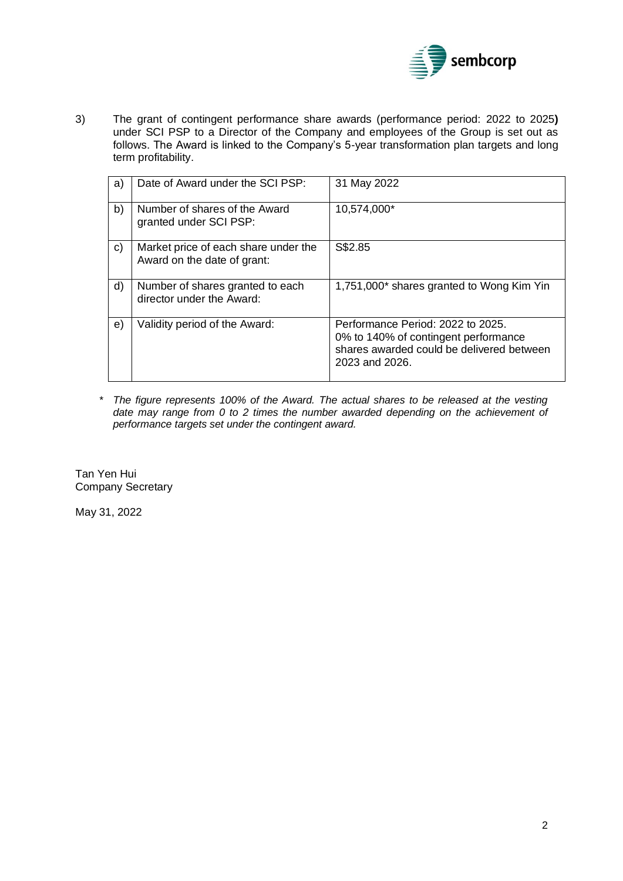3) The grant of contingent performance share awards (performance period: 2022 to 2025**)** under SCI PSP to a Director of the Company and employees of the Group is set out as follows. The Award is linked to the Company's 5-year transformation plan targets and long term profitability.

| | | |
|---|---|---|
| a) | Date of Award under the SCI PSP: | 31 May 2022 |
| b) | Number of shares of the Award granted under SCI PSP: | 10,574,000* |
| c) | Market price of each share under the Award on the date of grant: | S$2.85 |
| d) | Number of shares granted to each director under the Award: | 1,751,000* shares granted to Wong Kim Yin |
| e) | Validity period of the Award: | Performance Period: 2022 to 2025. 0% to 140% of contingent performance shares awarded could be delivered between 2023 and 2026. |

\* *The figure represents 100% of the Award. The actual shares to be released at the vesting date may range from 0 to 2 times the number awarded depending on the achievement of performance targets set under the contingent award.*

Tan Yen Hui
Company Secretary

May 31, 2022